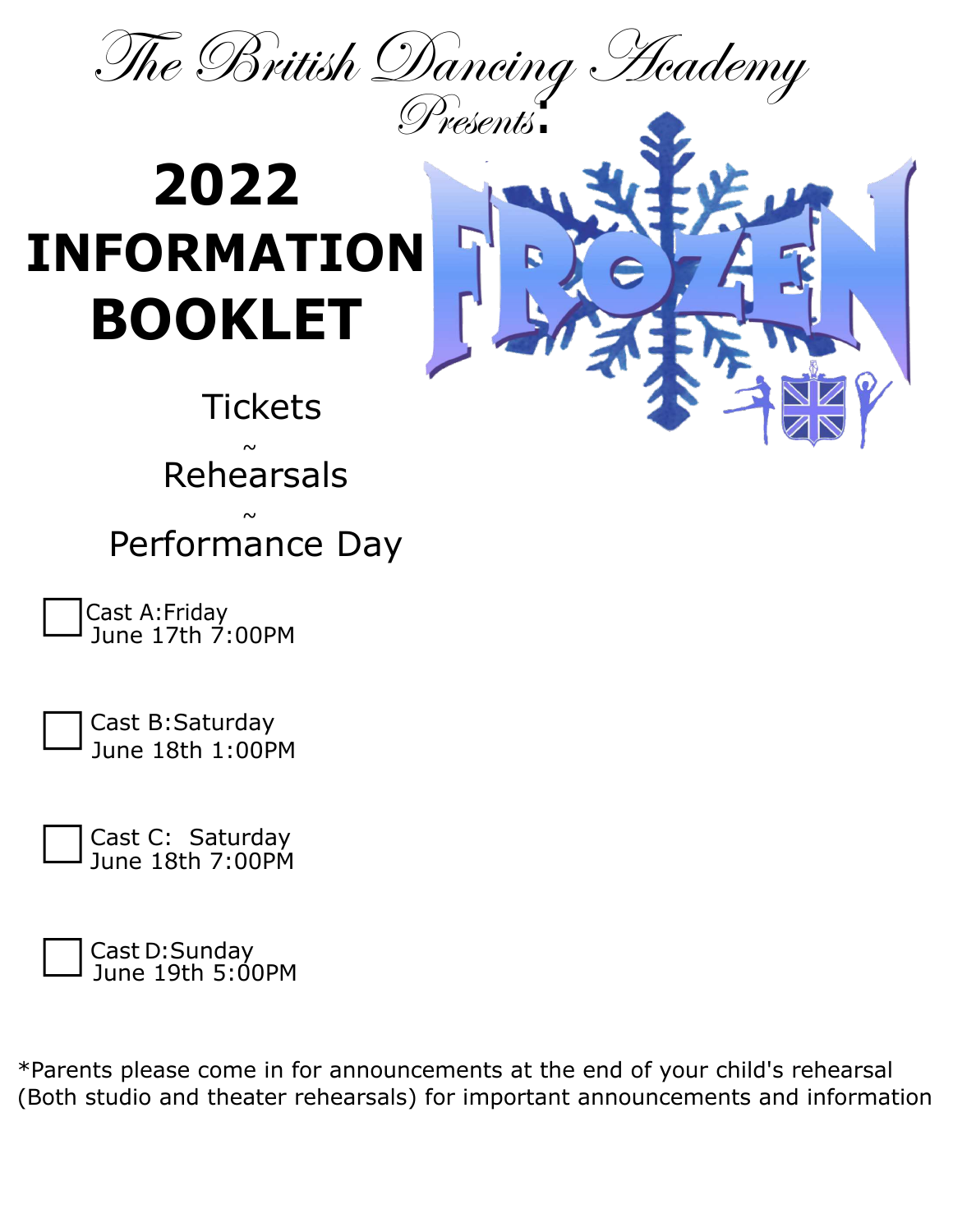# The British Dancing Academy Presents:

# 2022 INFORMATION BOOKLET

FROZEN

Tickets

~

Rehearsals

~

Performance Day

- [ ] Cast A: Friday June 17th 7:00PM
- [ ] Cast B: Saturday June 18th 1:00PM
- [ ] Cast C: Saturday June 18th 7:00PM
- [ ] Cast D: Sunday June 19th 5:00PM

*Parents please come in for announcements at the end of your child's rehearsal (Both studio and theater rehearsals) for important announcements and information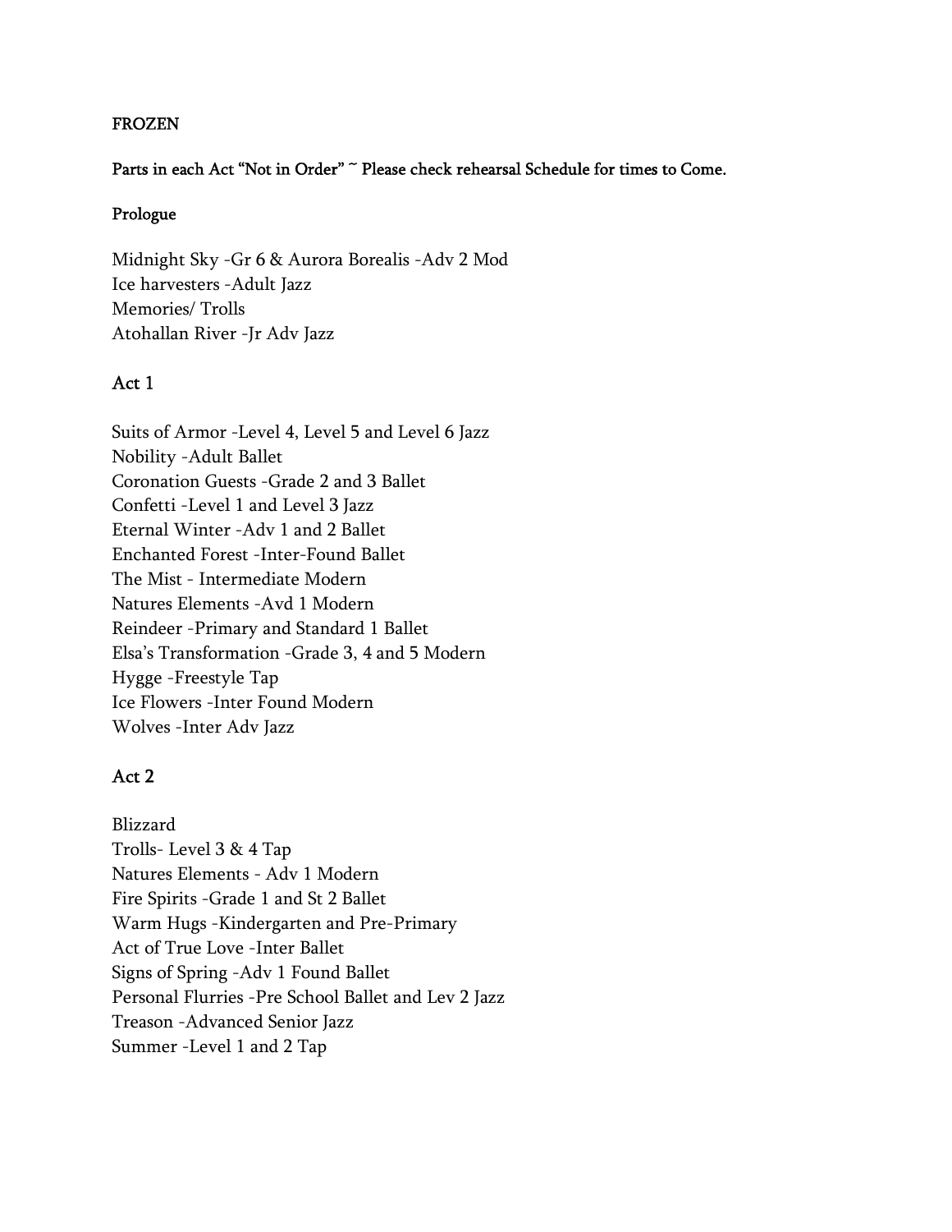# FROZEN

**Parts in each Act "Not in Order" ~ Please check rehearsal Schedule for times to Come.**

## Prologue

Midnight Sky -Gr 6 & Aurora Borealis -Adv 2 Mod
Ice harvesters -Adult Jazz
Memories/ Trolls
Atohallan River -Jr Adv Jazz

## Act 1

Suits of Armor -Level 4, Level 5 and Level 6 Jazz
Nobility -Adult Ballet
Coronation Guests -Grade 2 and 3 Ballet
Confetti -Level 1 and Level 3 Jazz
Eternal Winter -Adv 1 and 2 Ballet
Enchanted Forest -Inter-Found Ballet
The Mist - Intermediate Modern
Natures Elements -Avd 1 Modern
Reindeer -Primary and Standard 1 Ballet
Elsa's Transformation -Grade 3, 4 and 5 Modern
Hygge -Freestyle Tap
Ice Flowers -Inter Found Modern
Wolves -Inter Adv Jazz

## Act 2

Blizzard
Trolls- Level 3 & 4 Tap
Natures Elements - Adv 1 Modern
Fire Spirits -Grade 1 and St 2 Ballet
Warm Hugs -Kindergarten and Pre-Primary
Act of True Love -Inter Ballet
Signs of Spring -Adv 1 Found Ballet
Personal Flurries -Pre School Ballet and Lev 2 Jazz
Treason -Advanced Senior Jazz
Summer -Level 1 and 2 Tap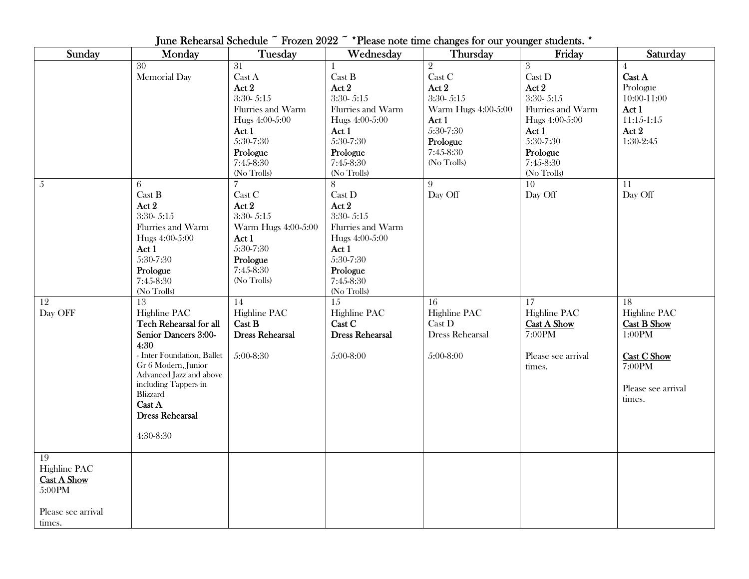June Rehearsal Schedule ~ Frozen 2022 ~ *Please note time changes for our younger students. *

| Sunday | Monday | Tuesday | Wednesday | Thursday | Friday | Saturday |
|---|---|---|---|---|---|---|
| | 30<br>Memorial Day | 31<br>Cast A<br>**Act 2**<br>3:30- 5:15<br>Flurries and Warm Hugs 4:00-5:00<br>**Act 1**<br>5:30-7:30<br>**Prologue**<br>7:45-8:30<br>(No Trolls) | 1<br>Cast B<br>**Act 2**<br>3:30- 5:15<br>Flurries and Warm Hugs 4:00-5:00<br>**Act 1**<br>5:30-7:30<br>**Prologue**<br>7:45-8:30<br>(No Trolls) | 2<br>Cast C<br>**Act 2**<br>3:30- 5:15<br>Warm Hugs 4:00-5:00<br>**Act 1**<br>5:30-7:30<br>**Prologue**<br>7:45-8:30<br>(No Trolls) | 3<br>Cast D<br>**Act 2**<br>3:30- 5:15<br>Flurries and Warm Hugs 4:00-5:00<br>**Act 1**<br>5:30-7:30<br>**Prologue**<br>7:45-8:30<br>(No Trolls) | 4<br>**Cast A**<br>Prologue<br>10:00-11:00<br>**Act 1**<br>11:15-1:15<br>**Act 2**<br>1:30-2:45 |
| 5 | 6<br>Cast B<br>**Act 2**<br>3:30- 5:15<br>Flurries and Warm Hugs 4:00-5:00<br>**Act 1**<br>5:30-7:30<br>**Prologue**<br>7:45-8:30<br>(No Trolls) | 7<br>Cast C<br>**Act 2**<br>3:30- 5:15<br>Warm Hugs 4:00-5:00<br>**Act 1**<br>5:30-7:30<br>**Prologue**<br>7:45-8:30<br>(No Trolls) | 8<br>Cast D<br>**Act 2**<br>3:30- 5:15<br>Flurries and Warm Hugs 4:00-5:00<br>**Act 1**<br>5:30-7:30<br>**Prologue**<br>7:45-8:30<br>(No Trolls) | 9<br>Day Off | 10<br>Day Off | 11<br>Day Off |
| 12<br>Day OFF | 13<br>Highline PAC<br>**Tech Rehearsal for all Senior Dancers 3:00-4:30**<br>- Inter Foundation, Ballet Gr 6 Modern, Junior Advanced Jazz and above including Tappers in Blizzard<br>**Cast A**<br>**Dress Rehearsal**<br><br>4:30-8:30 | 14<br>Highline PAC<br>**Cast B**<br>**Dress Rehearsal**<br><br>5:00-8:30 | 15<br>Highline PAC<br>**Cast C**<br>**Dress Rehearsal**<br><br>5:00-8:00 | 16<br>Highline PAC<br>Cast D<br>Dress Rehearsal<br><br>5:00-8:00 | 17<br>Highline PAC<br><u>Cast A Show</u><br>7:00PM<br><br>Please see arrival times. | 18<br>Highline PAC<br><u>Cast B Show</u><br>1:00PM<br><br><u>Cast C Show</u><br>7:00PM<br><br>Please see arrival times. |
| 19<br>Highline PAC<br><u>Cast A Show</u><br>5:00PM<br><br>Please see arrival times. | | | | | | |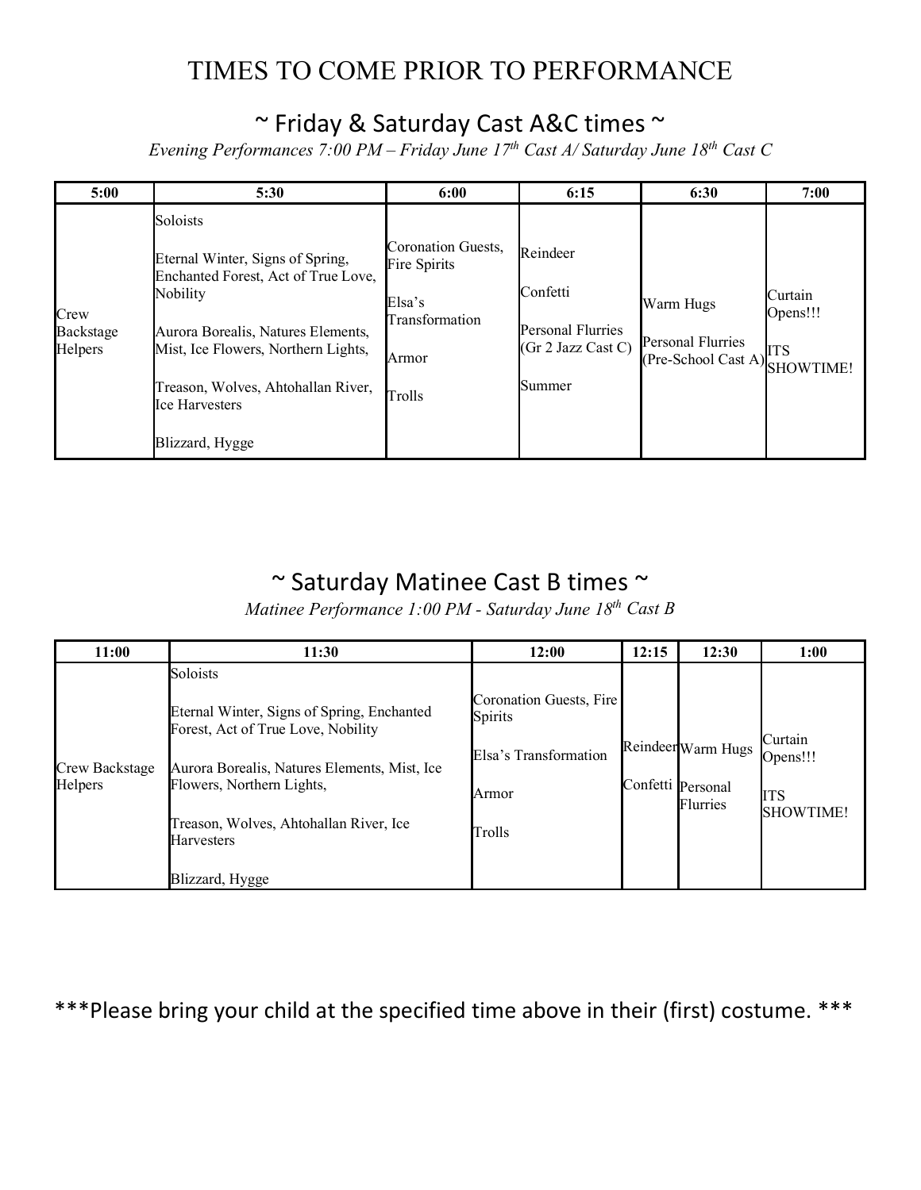# TIMES TO COME PRIOR TO PERFORMANCE

## ~ Friday & Saturday Cast A&C times ~

*Evening Performances 7:00 PM – Friday June 17th Cast A/ Saturday June 18th Cast C*

| 5:00 | 5:30 | 6:00 | 6:15 | 6:30 | 7:00 |
|---|---|---|---|---|---|
| Crew Backstage Helpers | Soloists<br><br>Eternal Winter, Signs of Spring, Enchanted Forest, Act of True Love, Nobility<br><br>Aurora Borealis, Natures Elements, Mist, Ice Flowers, Northern Lights,<br><br>Treason, Wolves, Ahtohallan River, Ice Harvesters<br><br>Blizzard, Hygge | Coronation Guests, Fire Spirits<br><br>Elsa's Transformation<br><br>Armor<br><br>Trolls | Reindeer<br><br>Confetti<br><br>Personal Flurries (Gr 2 Jazz Cast C)<br><br>Summer | Warm Hugs<br><br>Personal Flurries (Pre-School Cast A) | Curtain Opens!!!<br><br>ITS SHOWTIME! |

## ~ Saturday Matinee Cast B times ~

*Matinee Performance 1:00 PM - Saturday June 18th Cast B*

| 11:00 | 11:30 | 12:00 | 12:15 | 12:30 | 1:00 |
|---|---|---|---|---|---|
| Crew Backstage Helpers | Soloists<br><br>Eternal Winter, Signs of Spring, Enchanted Forest, Act of True Love, Nobility<br><br>Aurora Borealis, Natures Elements, Mist, Ice Flowers, Northern Lights,<br><br>Treason, Wolves, Ahtohallan River, Ice Harvesters<br><br>Blizzard, Hygge | Coronation Guests, Fire Spirits<br><br>Elsa's Transformation<br><br>Armor<br><br>Trolls | Reindeer<br><br>Confetti | Warm Hugs<br><br>Personal Flurries | Curtain Opens!!!<br><br>ITS SHOWTIME! |

***Please bring your child at the specified time above in their (first) costume. ***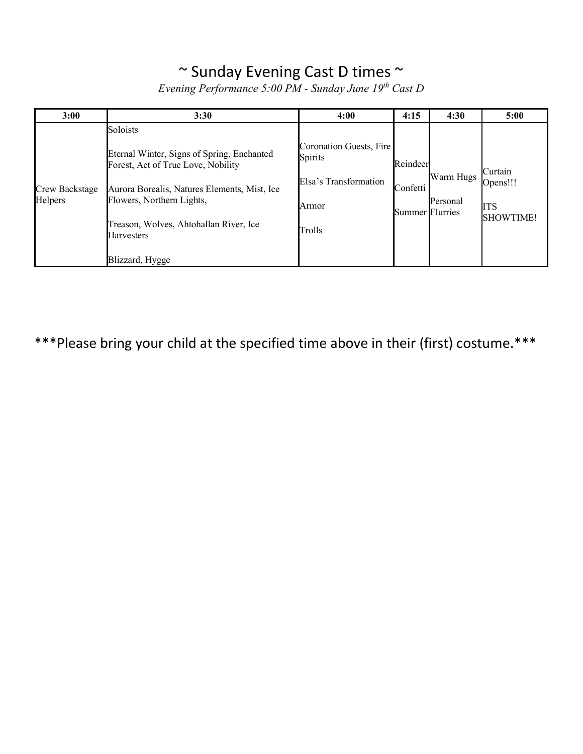# ~ Sunday Evening Cast D times ~

*Evening Performance 5:00 PM - Sunday June 19th Cast D*

| 3:00 | 3:30 | 4:00 | 4:15 | 4:30 | 5:00 |
|---|---|---|---|---|---|
| Crew Backstage Helpers | Soloists<br><br>Eternal Winter, Signs of Spring, Enchanted Forest, Act of True Love, Nobility<br><br>Aurora Borealis, Natures Elements, Mist, Ice Flowers, Northern Lights,<br><br>Treason, Wolves, Ahtohallan River, Ice Harvesters<br><br>Blizzard, Hygge | Coronation Guests, Fire Spirits<br><br>Elsa's Transformation<br><br>Armor<br><br>Trolls | Reindeer<br><br>Confetti<br><br>Summer | Warm Hugs<br><br>Personal Flurries | Curtain Opens!!!<br><br>ITS SHOWTIME! |

***Please bring your child at the specified time above in their (first) costume.***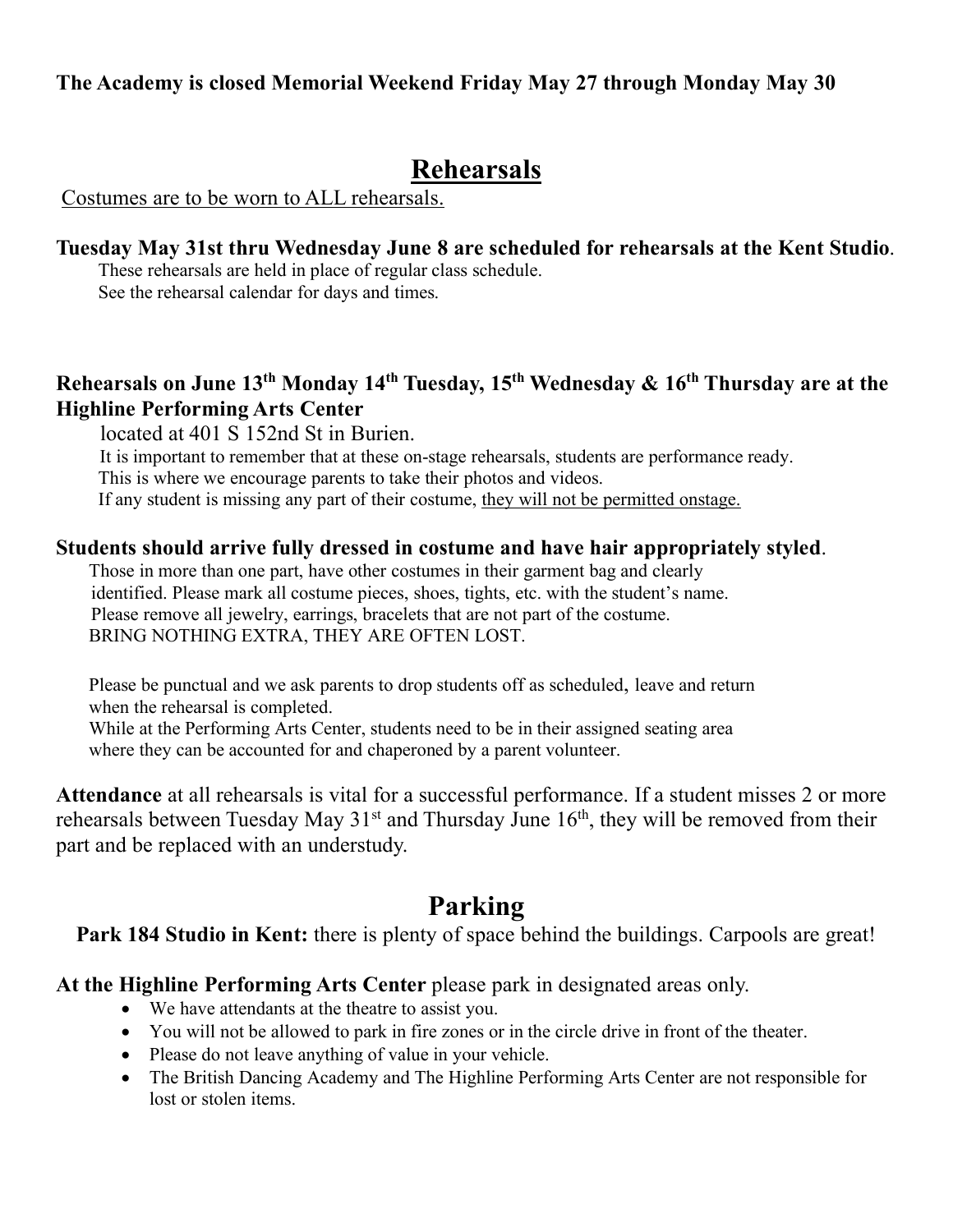**The Academy is closed Memorial Weekend Friday May 27 through Monday May 30**

# Rehearsals

Costumes are to be worn to ALL rehearsals.

**Tuesday May 31st thru Wednesday June 8 are scheduled for rehearsals at the Kent Studio**.

These rehearsals are held in place of regular class schedule.
See the rehearsal calendar for days and times.

**Rehearsals on June 13th Monday 14th Tuesday, 15th Wednesday & 16th Thursday are at the Highline Performing Arts Center**

located at 401 S 152nd St in Burien.
It is important to remember that at these on-stage rehearsals, students are performance ready.
This is where we encourage parents to take their photos and videos.
If any student is missing any part of their costume, they will not be permitted onstage.

**Students should arrive fully dressed in costume and have hair appropriately styled**.

Those in more than one part, have other costumes in their garment bag and clearly identified. Please mark all costume pieces, shoes, tights, etc. with the student's name.
Please remove all jewelry, earrings, bracelets that are not part of the costume.
BRING NOTHING EXTRA, THEY ARE OFTEN LOST.

Please be punctual and we ask parents to drop students off as scheduled, leave and return when the rehearsal is completed.
While at the Performing Arts Center, students need to be in their assigned seating area where they can be accounted for and chaperoned by a parent volunteer.

**Attendance** at all rehearsals is vital for a successful performance. If a student misses 2 or more rehearsals between Tuesday May 31st and Thursday June 16th, they will be removed from their part and be replaced with an understudy.

# Parking

**Park 184 Studio in Kent:** there is plenty of space behind the buildings. Carpools are great!

**At the Highline Performing Arts Center** please park in designated areas only.

- We have attendants at the theatre to assist you.
- You will not be allowed to park in fire zones or in the circle drive in front of the theater.
- Please do not leave anything of value in your vehicle.
- The British Dancing Academy and The Highline Performing Arts Center are not responsible for lost or stolen items.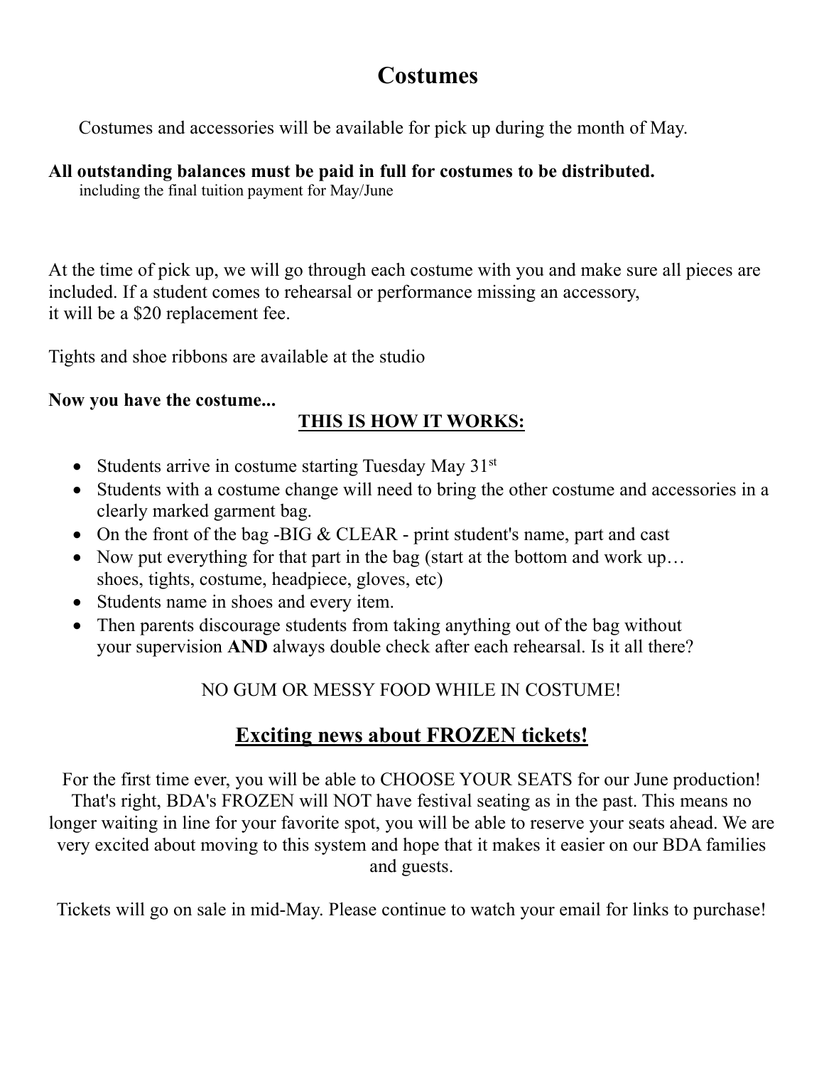# Costumes

Costumes and accessories will be available for pick up during the month of May.

**All outstanding balances must be paid in full for costumes to be distributed.**
including the final tuition payment for May/June

At the time of pick up, we will go through each costume with you and make sure all pieces are included. If a student comes to rehearsal or performance missing an accessory, it will be a $20 replacement fee.

Tights and shoe ribbons are available at the studio

**Now you have the costume...**

**<u>THIS IS HOW IT WORKS:</u>**

- Students arrive in costume starting Tuesday May 31st
- Students with a costume change will need to bring the other costume and accessories in a clearly marked garment bag.
- On the front of the bag -BIG & CLEAR - print student's name, part and cast
- Now put everything for that part in the bag (start at the bottom and work up… shoes, tights, costume, headpiece, gloves, etc)
- Students name in shoes and every item.
- Then parents discourage students from taking anything out of the bag without your supervision **AND** always double check after each rehearsal. Is it all there?

NO GUM OR MESSY FOOD WHILE IN COSTUME!

## <u>Exciting news about FROZEN tickets!</u>

For the first time ever, you will be able to CHOOSE YOUR SEATS for our June production! That's right, BDA's FROZEN will NOT have festival seating as in the past. This means no longer waiting in line for your favorite spot, you will be able to reserve your seats ahead. We are very excited about moving to this system and hope that it makes it easier on our BDA families and guests.

Tickets will go on sale in mid-May. Please continue to watch your email for links to purchase!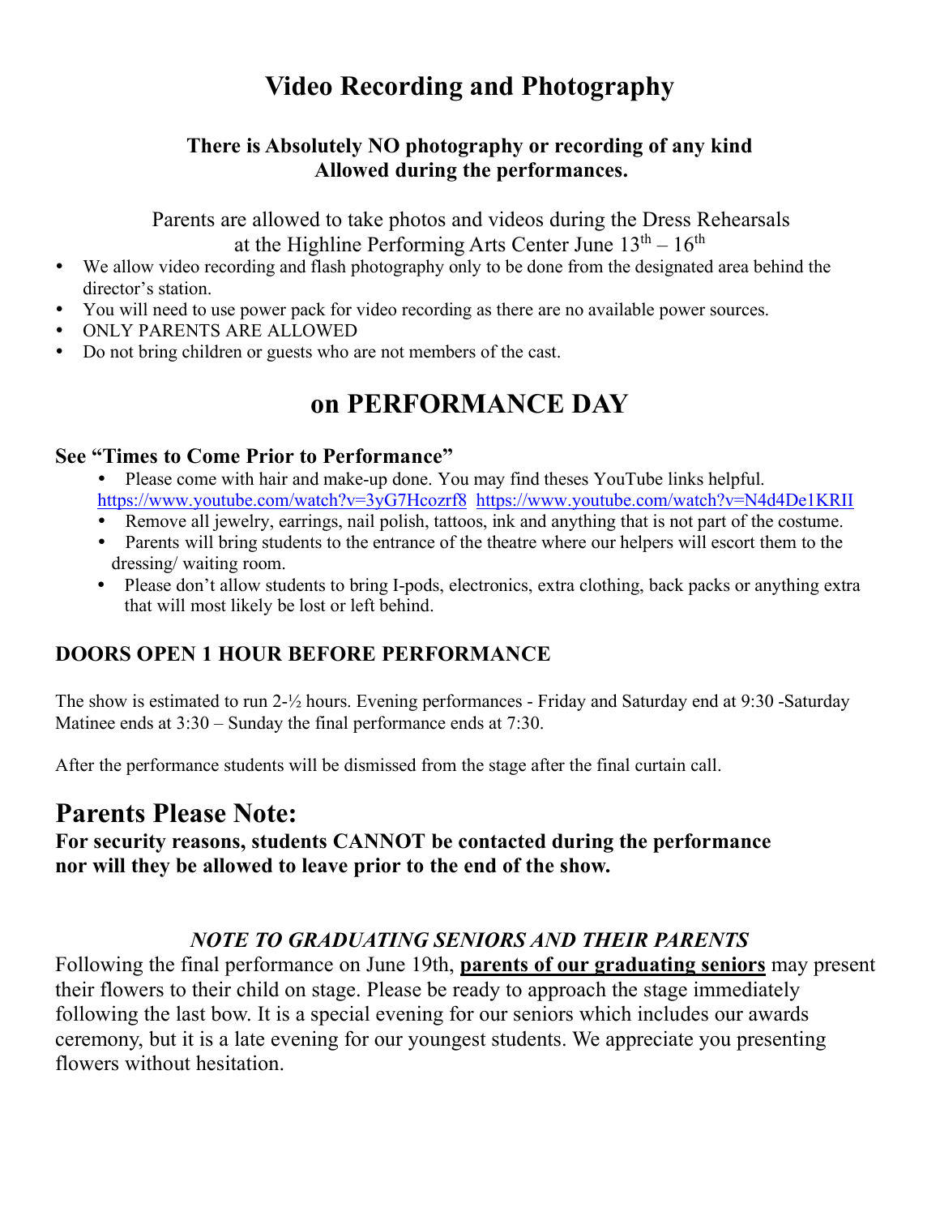# Video Recording and Photography

**There is Absolutely NO photography or recording of any kind Allowed during the performances.**

Parents are allowed to take photos and videos during the Dress Rehearsals at the Highline Performing Arts Center June 13th – 16th

- We allow video recording and flash photography only to be done from the designated area behind the director's station.
- You will need to use power pack for video recording as there are no available power sources.
- ONLY PARENTS ARE ALLOWED
- Do not bring children or guests who are not members of the cast.

# on PERFORMANCE DAY

### See "Times to Come Prior to Performance"

- Please come with hair and make-up done. You may find theses YouTube links helpful. https://www.youtube.com/watch?v=3yG7Hcozrf8 https://www.youtube.com/watch?v=N4d4De1KRII
- Remove all jewelry, earrings, nail polish, tattoos, ink and anything that is not part of the costume.
- Parents will bring students to the entrance of the theatre where our helpers will escort them to the dressing/ waiting room.
- Please don't allow students to bring I-pods, electronics, extra clothing, back packs or anything extra that will most likely be lost or left behind.

### DOORS OPEN 1 HOUR BEFORE PERFORMANCE

The show is estimated to run 2-½ hours. Evening performances - Friday and Saturday end at 9:30 -Saturday Matinee ends at 3:30 – Sunday the final performance ends at 7:30.

After the performance students will be dismissed from the stage after the final curtain call.

## Parents Please Note:

**For security reasons, students CANNOT be contacted during the performance nor will they be allowed to leave prior to the end of the show.**

***NOTE TO GRADUATING SENIORS AND THEIR PARENTS***

Following the final performance on June 19th, **parents of our graduating seniors** may present their flowers to their child on stage. Please be ready to approach the stage immediately following the last bow. It is a special evening for our seniors which includes our awards ceremony, but it is a late evening for our youngest students. We appreciate you presenting flowers without hesitation.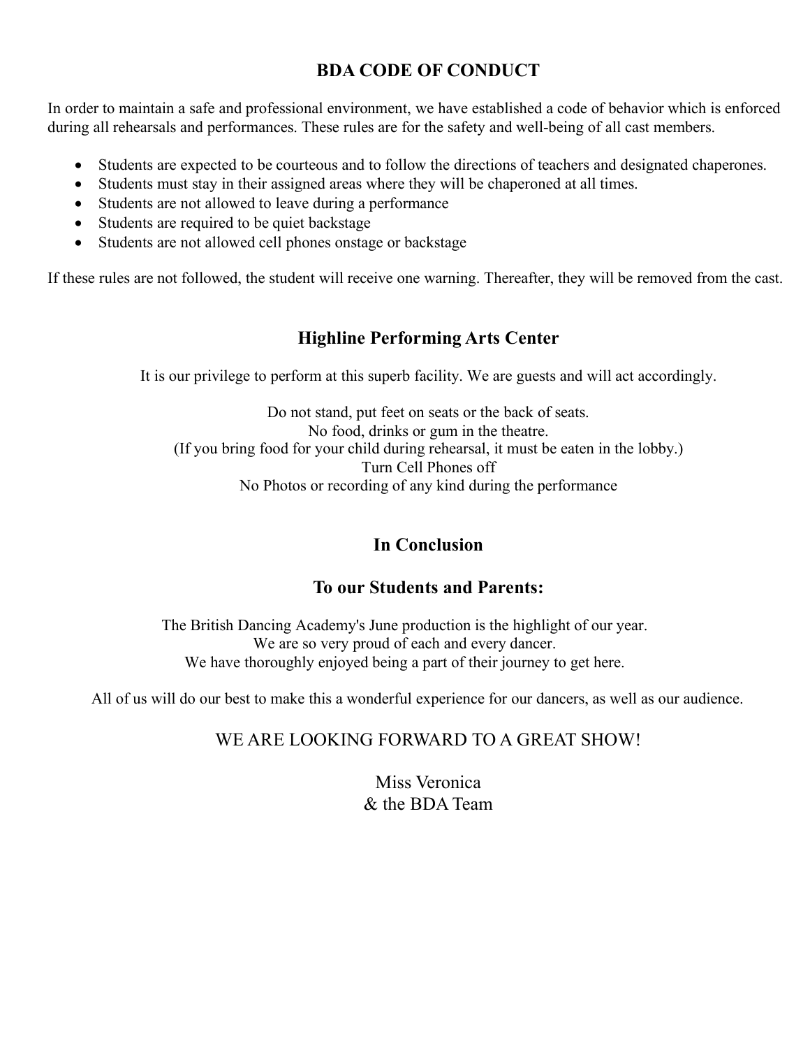## BDA CODE OF CONDUCT

In order to maintain a safe and professional environment, we have established a code of behavior which is enforced during all rehearsals and performances. These rules are for the safety and well-being of all cast members.

- Students are expected to be courteous and to follow the directions of teachers and designated chaperones.
- Students must stay in their assigned areas where they will be chaperoned at all times.
- Students are not allowed to leave during a performance
- Students are required to be quiet backstage
- Students are not allowed cell phones onstage or backstage

If these rules are not followed, the student will receive one warning. Thereafter, they will be removed from the cast.

## Highline Performing Arts Center

It is our privilege to perform at this superb facility. We are guests and will act accordingly.

Do not stand, put feet on seats or the back of seats.
No food, drinks or gum in the theatre.
(If you bring food for your child during rehearsal, it must be eaten in the lobby.)
Turn Cell Phones off
No Photos or recording of any kind during the performance

## In Conclusion

## To our Students and Parents:

The British Dancing Academy's June production is the highlight of our year.
We are so very proud of each and every dancer.
We have thoroughly enjoyed being a part of their journey to get here.

All of us will do our best to make this a wonderful experience for our dancers, as well as our audience.

WE ARE LOOKING FORWARD TO A GREAT SHOW!

Miss Veronica
& the BDA Team